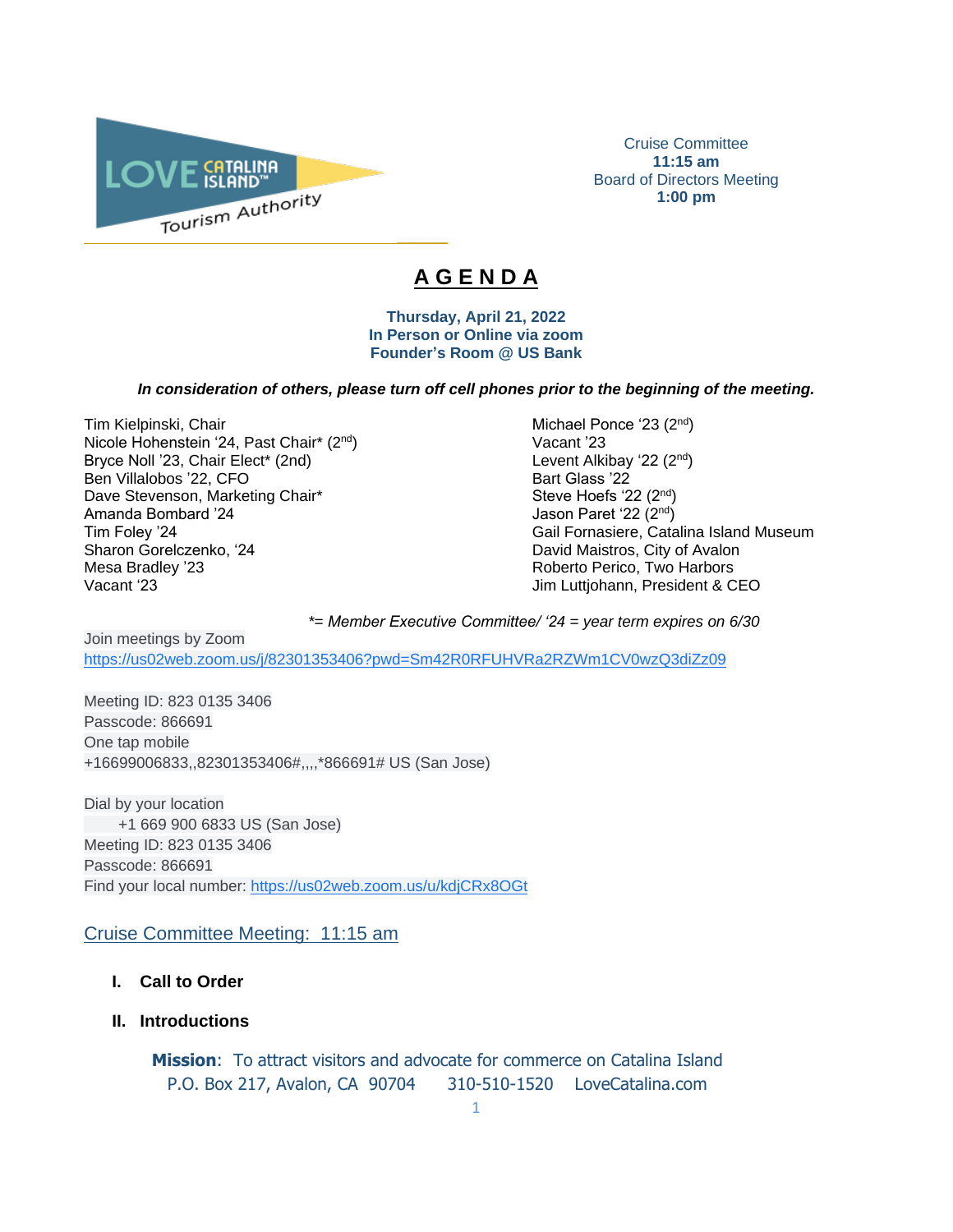Cruise Committee
**11:15 am**
Board of Directors Meeting
**1:00 pm**

# A G E N D A

**Thursday, April 21, 2022**
**In Person or Online via zoom**
**Founder's Room @ US Bank**

***In consideration of others, please turn off cell phones prior to the beginning of the meeting.***

Tim Kielpinski, Chair
Nicole Hohenstein '24, Past Chair* (2nd)
Bryce Noll '23, Chair Elect* (2nd)
Ben Villalobos '22, CFO
Dave Stevenson, Marketing Chair*
Amanda Bombard '24
Tim Foley '24
Sharon Gorelczenko, '24
Mesa Bradley '23
Vacant '23
Michael Ponce '23 (2nd)
Vacant '23
Levent Alkibay '22 (2nd)
Bart Glass '22
Steve Hoefs '22 (2nd)
Jason Paret '22 (2nd)
Gail Fornasiere, Catalina Island Museum
David Maistros, City of Avalon
Roberto Perico, Two Harbors
Jim Luttjohann, President & CEO

*\*= Member Executive Committee/ '24 = year term expires on 6/30*

Join meetings by Zoom
https://us02web.zoom.us/j/82301353406?pwd=Sm42R0RFUHVRa2RZWm1CV0wzQ3diZz09

Meeting ID: 823 0135 3406
Passcode: 866691
One tap mobile
+16699006833,,82301353406#,,,,*866691# US (San Jose)

Dial by your location
+1 669 900 6833 US (San Jose)
Meeting ID: 823 0135 3406
Passcode: 866691
Find your local number: https://us02web.zoom.us/u/kdjCRx8OGt

## Cruise Committee Meeting: 11:15 am

**I. Call to Order**

**II. Introductions**

**Mission**: To attract visitors and advocate for commerce on Catalina Island
P.O. Box 217, Avalon, CA 90704 310-510-1520 LoveCatalina.com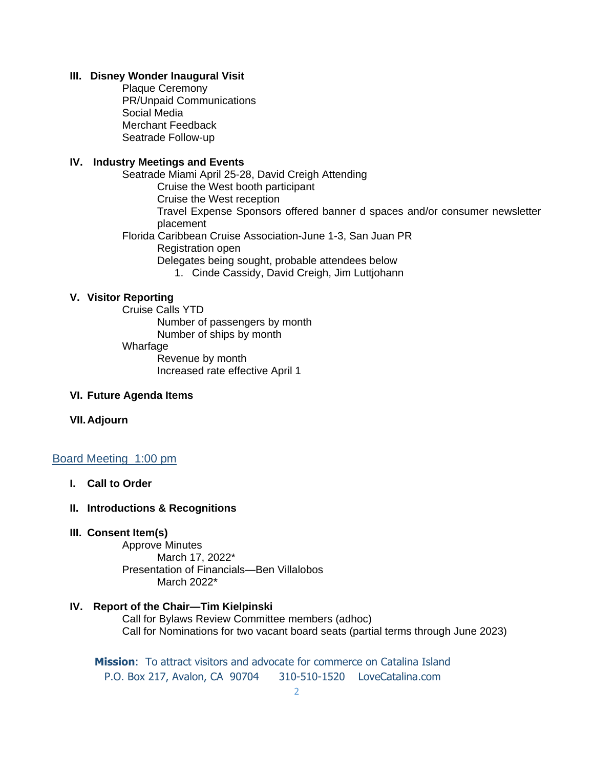**III. Disney Wonder Inaugural Visit**

- Plaque Ceremony
- PR/Unpaid Communications
- Social Media
- Merchant Feedback
- Seatrade Follow-up

**IV. Industry Meetings and Events**

- Seatrade Miami April 25-28, David Creigh Attending
  - Cruise the West booth participant
  - Cruise the West reception
  - Travel Expense Sponsors offered banner d spaces and/or consumer newsletter placement
- Florida Caribbean Cruise Association-June 1-3, San Juan PR
  - Registration open
  - Delegates being sought, probable attendees below
    1. Cinde Cassidy, David Creigh, Jim Luttjohann

**V. Visitor Reporting**

- Cruise Calls YTD
  - Number of passengers by month
  - Number of ships by month
- Wharfage
  - Revenue by month
  - Increased rate effective April 1

**VI. Future Agenda Items**

**VII. Adjourn**

## Board Meeting 1:00 pm

**I. Call to Order**

**II. Introductions & Recognitions**

**III. Consent Item(s)**

- Approve Minutes
  - March 17, 2022*
- Presentation of Financials—Ben Villalobos
  - March 2022*

**IV. Report of the Chair—Tim Kielpinski**

- Call for Bylaws Review Committee members (adhoc)
- Call for Nominations for two vacant board seats (partial terms through June 2023)

**Mission**: To attract visitors and advocate for commerce on Catalina Island
P.O. Box 217, Avalon, CA 90704 310-510-1520 LoveCatalina.com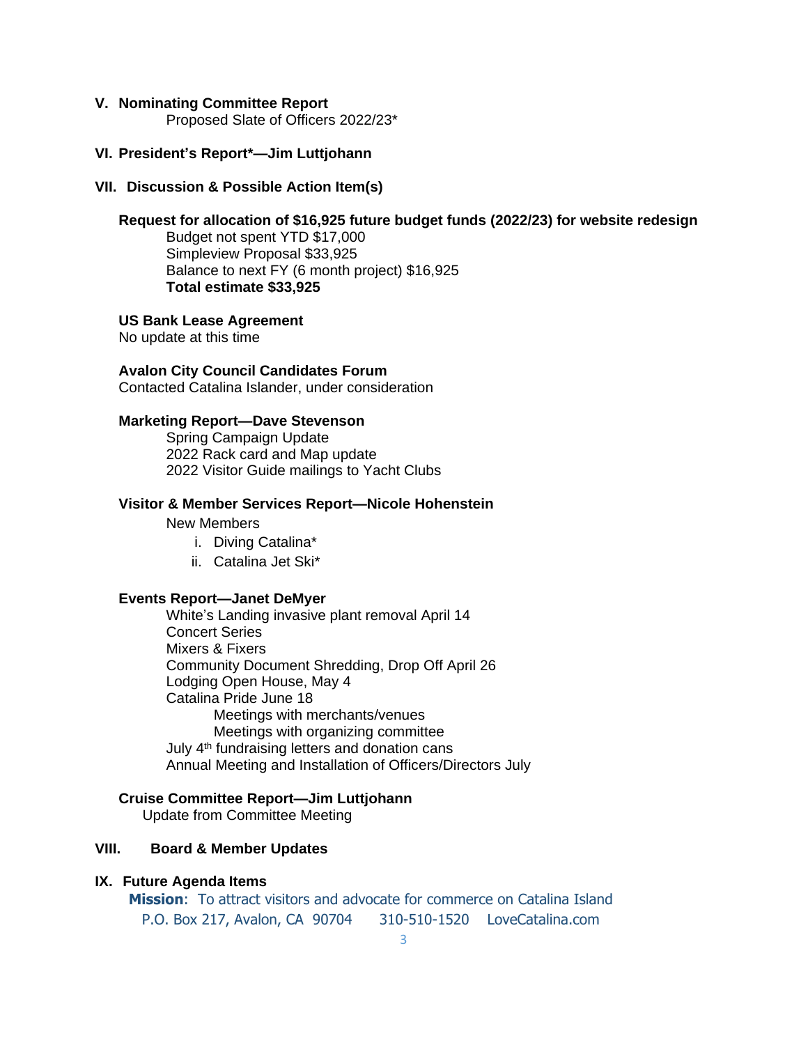**V. Nominating Committee Report**

Proposed Slate of Officers 2022/23*

**VI. President's Report*—Jim Luttjohann**

**VII. Discussion & Possible Action Item(s)**

**Request for allocation of $16,925 future budget funds (2022/23) for website redesign**

Budget not spent YTD $17,000
Simpleview Proposal $33,925
Balance to next FY (6 month project) $16,925
**Total estimate $33,925**

**US Bank Lease Agreement**

No update at this time

**Avalon City Council Candidates Forum**

Contacted Catalina Islander, under consideration

**Marketing Report—Dave Stevenson**

Spring Campaign Update
2022 Rack card and Map update
2022 Visitor Guide mailings to Yacht Clubs

**Visitor & Member Services Report—Nicole Hohenstein**

New Members

i. Diving Catalina*
ii. Catalina Jet Ski*

**Events Report—Janet DeMyer**

White's Landing invasive plant removal April 14
Concert Series
Mixers & Fixers
Community Document Shredding, Drop Off April 26
Lodging Open House, May 4
Catalina Pride June 18
- Meetings with merchants/venues
- Meetings with organizing committee

July 4th fundraising letters and donation cans
Annual Meeting and Installation of Officers/Directors July

**Cruise Committee Report—Jim Luttjohann**

Update from Committee Meeting

**VIII. Board & Member Updates**

**IX. Future Agenda Items**

**Mission**: To attract visitors and advocate for commerce on Catalina Island
P.O. Box 217, Avalon, CA 90704 310-510-1520 LoveCatalina.com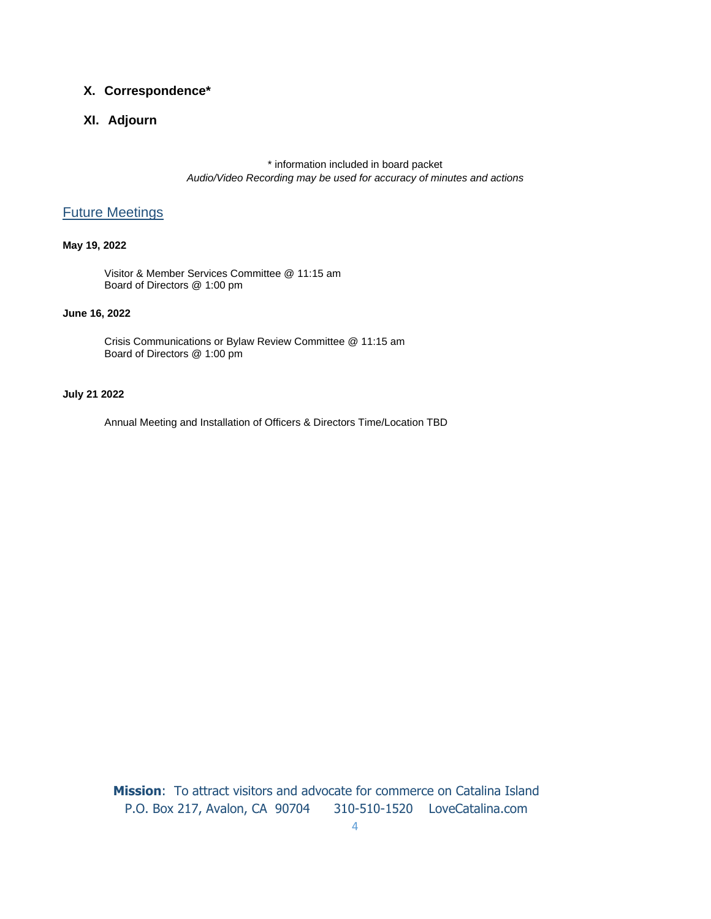**X. Correspondence***

**XI. Adjourn**

\* information included in board packet
*Audio/Video Recording may be used for accuracy of minutes and actions*

## Future Meetings

**May 19, 2022**

Visitor & Member Services Committee @ 11:15 am
Board of Directors @ 1:00 pm

**June 16, 2022**

Crisis Communications or Bylaw Review Committee @ 11:15 am
Board of Directors @ 1:00 pm

**July 21 2022**

Annual Meeting and Installation of Officers & Directors Time/Location TBD

**Mission**: To attract visitors and advocate for commerce on Catalina Island
P.O. Box 217, Avalon, CA 90704 310-510-1520 LoveCatalina.com